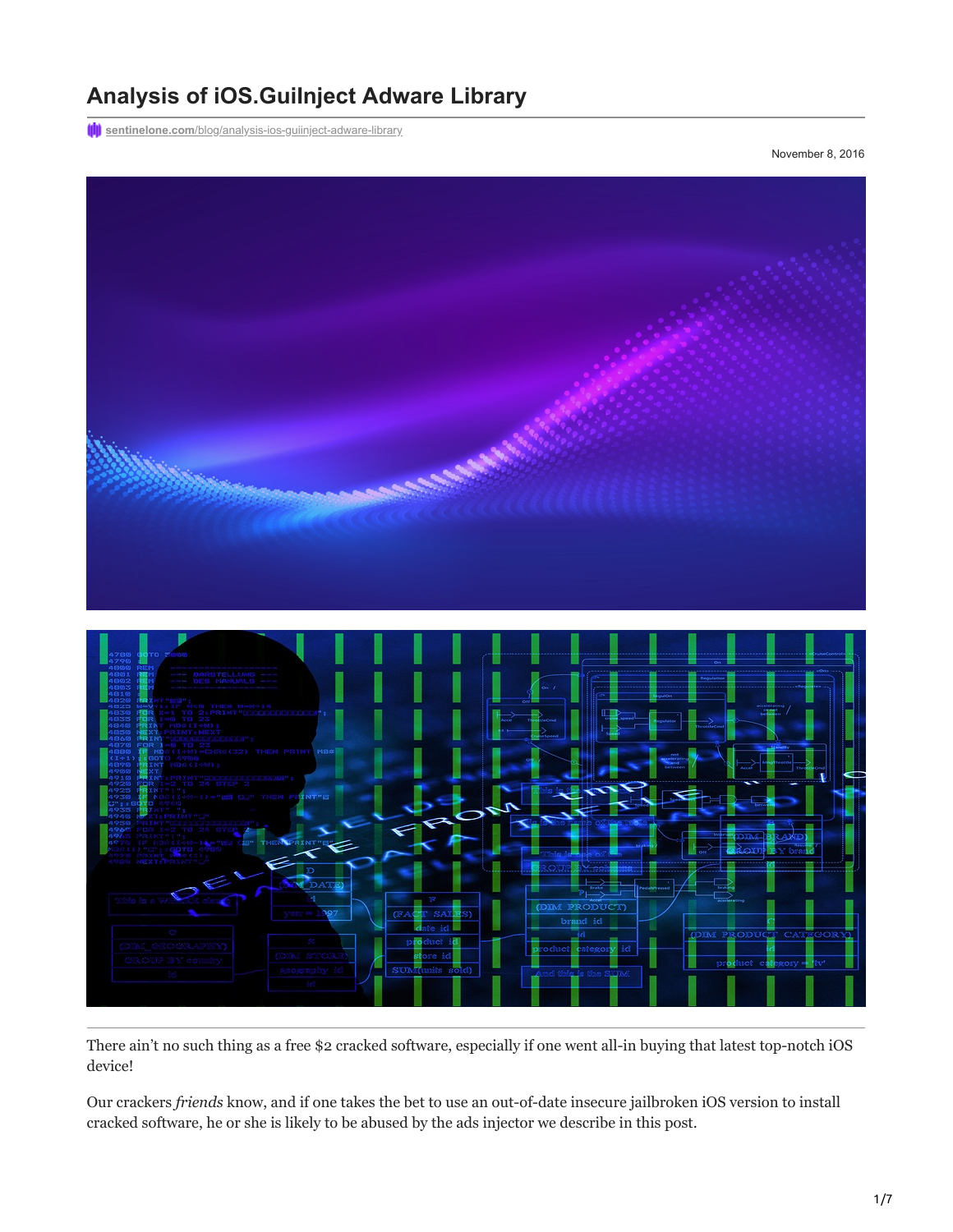# Analysis of iOS.GuiInject Adware Library

sentinelone.com/blog/analysis-ios-guiinject-adware-library

November 8, 2016

There ain't no such thing as a free $2 cracked software, especially if one went all-in buying that latest top-notch iOS device!

Our crackers *friends* know, and if one takes the bet to use an out-of-date insecure jailbroken iOS version to install cracked software, he or she is likely to be abused by the ads injector we describe in this post.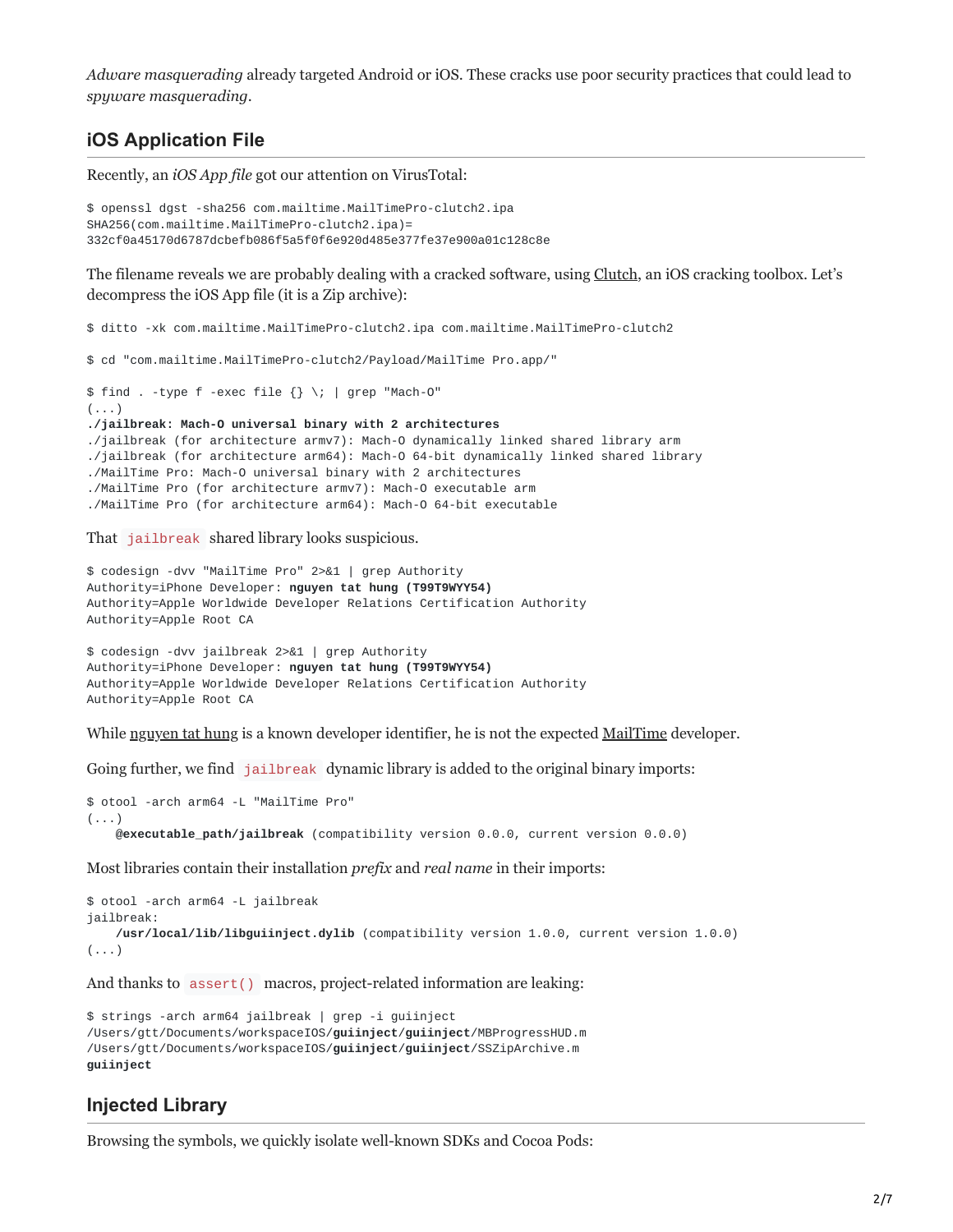*Adware masquerading* already targeted Android or iOS. These cracks use poor security practices that could lead to *spyware masquerading*.

## iOS Application File

Recently, an *iOS App file* got our attention on VirusTotal:

```
$ openssl dgst -sha256 com.mailtime.MailTimePro-clutch2.ipa
SHA256(com.mailtime.MailTimePro-clutch2.ipa)=
332cf0a45170d6787dcbefb086f5a5f0f6e920d485e377fe37e900a01c128c8e
```

The filename reveals we are probably dealing with a cracked software, using Clutch, an iOS cracking toolbox. Let's decompress the iOS App file (it is a Zip archive):

```
$ ditto -xk com.mailtime.MailTimePro-clutch2.ipa com.mailtime.MailTimePro-clutch2

$ cd "com.mailtime.MailTimePro-clutch2/Payload/MailTime Pro.app/"

$ find . -type f -exec file {} \; | grep "Mach-O"
(...)
./jailbreak: Mach-O universal binary with 2 architectures
./jailbreak (for architecture armv7): Mach-O dynamically linked shared library arm
./jailbreak (for architecture arm64): Mach-O 64-bit dynamically linked shared library
./MailTime Pro: Mach-O universal binary with 2 architectures
./MailTime Pro (for architecture armv7): Mach-O executable arm
./MailTime Pro (for architecture arm64): Mach-O 64-bit executable
```

That `jailbreak` shared library looks suspicious.

```
$ codesign -dvv "MailTime Pro" 2>&1 | grep Authority
Authority=iPhone Developer: nguyen tat hung (T99T9WYY54)
Authority=Apple Worldwide Developer Relations Certification Authority
Authority=Apple Root CA

$ codesign -dvv jailbreak 2>&1 | grep Authority
Authority=iPhone Developer: nguyen tat hung (T99T9WYY54)
Authority=Apple Worldwide Developer Relations Certification Authority
Authority=Apple Root CA
```

While nguyen tat hung is a known developer identifier, he is not the expected MailTime developer.

Going further, we find `jailbreak` dynamic library is added to the original binary imports:

```
$ otool -arch arm64 -L "MailTime Pro"
(...)
    @executable_path/jailbreak (compatibility version 0.0.0, current version 0.0.0)
```

Most libraries contain their installation *prefix* and *real name* in their imports:

```
$ otool -arch arm64 -L jailbreak
jailbreak:
    /usr/local/lib/libguiinject.dylib (compatibility version 1.0.0, current version 1.0.0)
(...)
```

And thanks to `assert()` macros, project-related information are leaking:

```
$ strings -arch arm64 jailbreak | grep -i guiinject
/Users/gtt/Documents/workspaceIOS/guiinject/guiinject/MBProgressHUD.m
/Users/gtt/Documents/workspaceIOS/guiinject/guiinject/SSZipArchive.m
guiinject
```

## Injected Library

Browsing the symbols, we quickly isolate well-known SDKs and Cocoa Pods: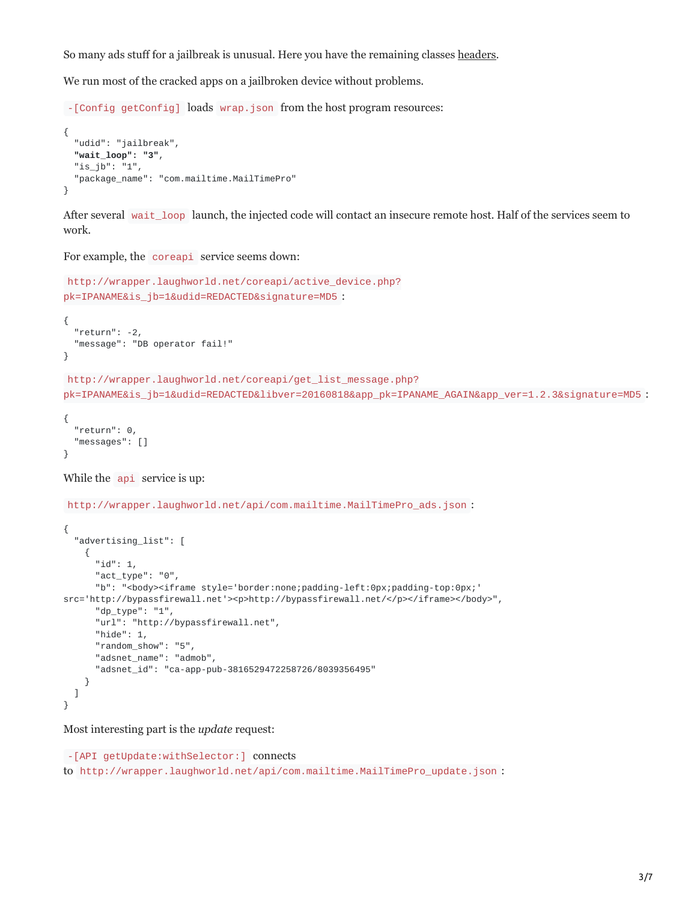So many ads stuff for a jailbreak is unusual. Here you have the remaining classes headers.

We run most of the cracked apps on a jailbroken device without problems.

`-[Config getConfig]` loads `wrap.json` from the host program resources:

```
{
  "udid": "jailbreak",
  "wait_loop": "3",
  "is_jb": "1",
  "package_name": "com.mailtime.MailTimePro"
}
```

After several `wait_loop` launch, the injected code will contact an insecure remote host. Half of the services seem to work.

For example, the `coreapi` service seems down:

`http://wrapper.laughworld.net/coreapi/active_device.php?pk=IPANAME&is_jb=1&udid=REDACTED&signature=MD5` :

```
{
  "return": -2,
  "message": "DB operator fail!"
}
```

`http://wrapper.laughworld.net/coreapi/get_list_message.php?pk=IPANAME&is_jb=1&udid=REDACTED&libver=20160818&app_pk=IPANAME_AGAIN&app_ver=1.2.3&signature=MD5` :

```
{
  "return": 0,
  "messages": []
}
```

While the `api` service is up:

`http://wrapper.laughworld.net/api/com.mailtime.MailTimePro_ads.json` :

```
{
  "advertising_list": [
    {
      "id": 1,
      "act_type": "0",
      "b": "<body><iframe style='border:none;padding-left:0px;padding-top:0px;'
src='http://bypassfirewall.net'><p>http://bypassfirewall.net/</p></iframe></body>",
      "dp_type": "1",
      "url": "http://bypassfirewall.net",
      "hide": 1,
      "random_show": "5",
      "adsnet_name": "admob",
      "adsnet_id": "ca-app-pub-3816529472258726/8039356495"
    }
  ]
}
```

Most interesting part is the *update* request:

`-[API getUpdate:withSelector:]` connects to `http://wrapper.laughworld.net/api/com.mailtime.MailTimePro_update.json` :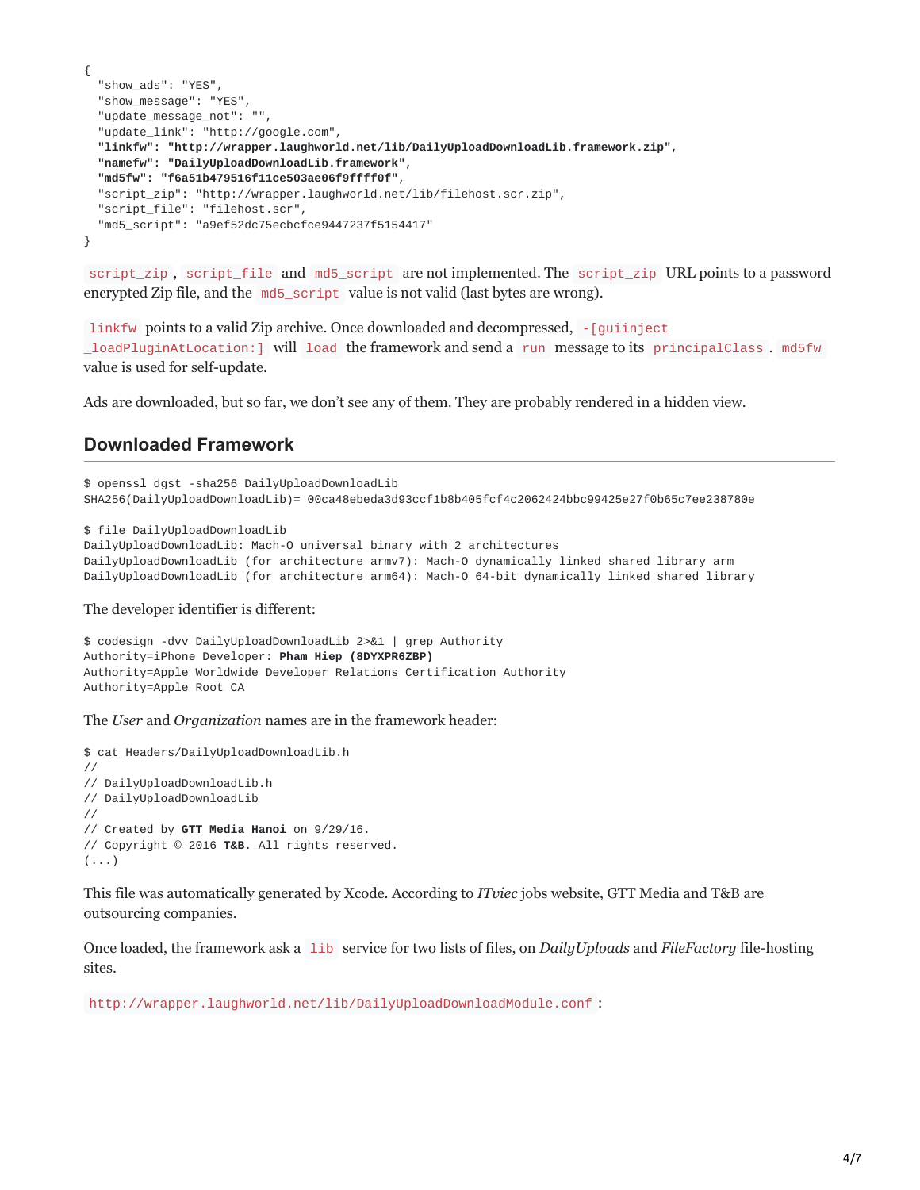```
{
  "show_ads": "YES",
  "show_message": "YES",
  "update_message_not": "",
  "update_link": "http://google.com",
  "linkfw": "http://wrapper.laughworld.net/lib/DailyUploadDownloadLib.framework.zip",
  "namefw": "DailyUploadDownloadLib.framework",
  "md5fw": "f6a51b479516f11ce503ae06f9ffff0f",
  "script_zip": "http://wrapper.laughworld.net/lib/filehost.scr.zip",
  "script_file": "filehost.scr",
  "md5_script": "a9ef52dc75ecbcfce9447237f5154417"
}
```

`script_zip`, `script_file` and `md5_script` are not implemented. The `script_zip` URL points to a password encrypted Zip file, and the `md5_script` value is not valid (last bytes are wrong).

`linkfw` points to a valid Zip archive. Once downloaded and decompressed, `-[guiinject _loadPluginAtLocation:]` will `load` the framework and send a `run` message to its `principalClass`. `md5fw` value is used for self-update.

Ads are downloaded, but so far, we don't see any of them. They are probably rendered in a hidden view.

## Downloaded Framework

```
$ openssl dgst -sha256 DailyUploadDownloadLib
SHA256(DailyUploadDownloadLib)= 00ca48ebeda3d93ccf1b8b405fcf4c2062424bbc99425e27f0b65c7ee238780e

$ file DailyUploadDownloadLib
DailyUploadDownloadLib: Mach-O universal binary with 2 architectures
DailyUploadDownloadLib (for architecture armv7): Mach-O dynamically linked shared library arm
DailyUploadDownloadLib (for architecture arm64): Mach-O 64-bit dynamically linked shared library
```

The developer identifier is different:

```
$ codesign -dvv DailyUploadDownloadLib 2>&1 | grep Authority
Authority=iPhone Developer: Pham Hiep (8DYXPR6ZBP)
Authority=Apple Worldwide Developer Relations Certification Authority
Authority=Apple Root CA
```

The *User* and *Organization* names are in the framework header:

```
$ cat Headers/DailyUploadDownloadLib.h
//
// DailyUploadDownloadLib.h
// DailyUploadDownloadLib
//
// Created by GTT Media Hanoi on 9/29/16.
// Copyright © 2016 T&B. All rights reserved.
(...)
```

This file was automatically generated by Xcode. According to *ITviec* jobs website, GTT Media and T&B are outsourcing companies.

Once loaded, the framework ask a `lib` service for two lists of files, on *DailyUploads* and *FileFactory* file-hosting sites.

`http://wrapper.laughworld.net/lib/DailyUploadDownloadModule.conf`: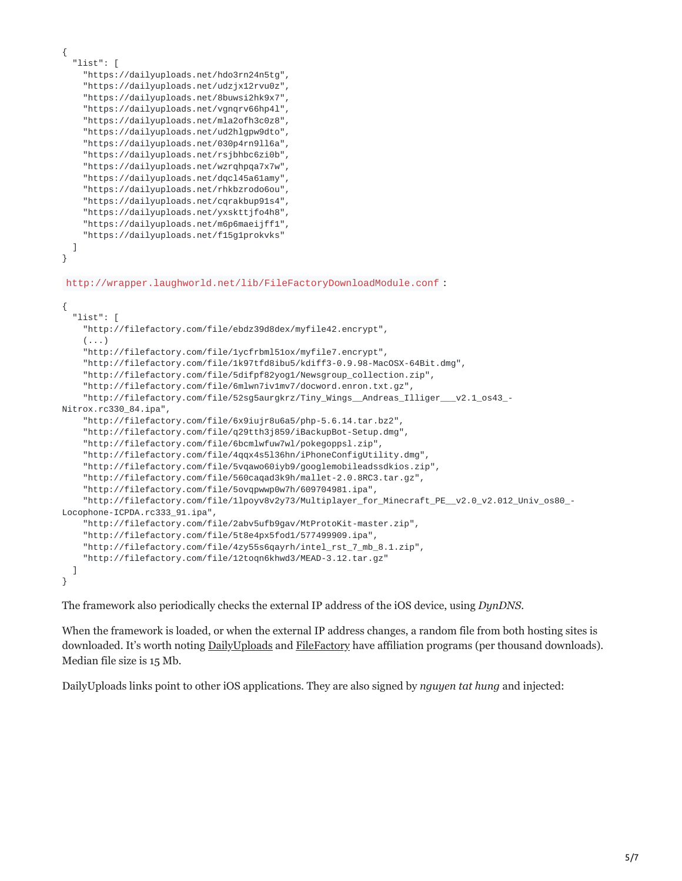```
{
  "list": [
    "https://dailyuploads.net/hdo3rn24n5tg",
    "https://dailyuploads.net/udzjx12rvu0z",
    "https://dailyuploads.net/8buwsi2hk9x7",
    "https://dailyuploads.net/vgnqrv66hp4l",
    "https://dailyuploads.net/mla2ofh3c0z8",
    "https://dailyuploads.net/ud2hlgpw9dto",
    "https://dailyuploads.net/030p4rn9ll6a",
    "https://dailyuploads.net/rsjbhbc6zi0b",
    "https://dailyuploads.net/wzrqhpqa7x7w",
    "https://dailyuploads.net/dqcl45a61amy",
    "https://dailyuploads.net/rhkbzrodo6ou",
    "https://dailyuploads.net/cqrakbup91s4",
    "https://dailyuploads.net/yxskttjfo4h8",
    "https://dailyuploads.net/m6p6maeijff1",
    "https://dailyuploads.net/f15g1prokvks"
  ]
}
```

`http://wrapper.laughworld.net/lib/FileFactoryDownloadModule.conf`:

```
{
  "list": [
    "http://filefactory.com/file/ebdz39d8dex/myfile42.encrypt",
    (...)
    "http://filefactory.com/file/1ycfrbml51ox/myfile7.encrypt",
    "http://filefactory.com/file/1k97tfd8ibu5/kdiff3-0.9.98-MacOSX-64Bit.dmg",
    "http://filefactory.com/file/5difpf82yog1/Newsgroup_collection.zip",
    "http://filefactory.com/file/6mlwn7iv1mv7/docword.enron.txt.gz",
    "http://filefactory.com/file/52sg5aurgkrz/Tiny_Wings__Andreas_Illiger___v2.1_os43_-
Nitrox.rc330_84.ipa",
    "http://filefactory.com/file/6x9iujr8u6a5/php-5.6.14.tar.bz2",
    "http://filefactory.com/file/q29tth3j859/iBackupBot-Setup.dmg",
    "http://filefactory.com/file/6bcmlwfuw7wl/pokegoppsl.zip",
    "http://filefactory.com/file/4qqx4s5l36hn/iPhoneConfigUtility.dmg",
    "http://filefactory.com/file/5vqawo60iyb9/googlemobileadssdkios.zip",
    "http://filefactory.com/file/560caqad3k9h/mallet-2.0.8RC3.tar.gz",
    "http://filefactory.com/file/5ovqpwwp0w7h/609704981.ipa",
    "http://filefactory.com/file/1lpoyv8v2y73/Multiplayer_for_Minecraft_PE__v2.0_v2.012_Univ_os80_-
Locophone-ICPDA.rc333_91.ipa",
    "http://filefactory.com/file/2abv5ufb9gav/MtProtoKit-master.zip",
    "http://filefactory.com/file/5t8e4px5fod1/577499909.ipa",
    "http://filefactory.com/file/4zy55s6qayrh/intel_rst_7_mb_8.1.zip",
    "http://filefactory.com/file/12toqn6khwd3/MEAD-3.12.tar.gz"
  ]
}
```

The framework also periodically checks the external IP address of the iOS device, using *DynDNS*.

When the framework is loaded, or when the external IP address changes, a random file from both hosting sites is downloaded. It's worth noting DailyUploads and FileFactory have affiliation programs (per thousand downloads). Median file size is 15 Mb.

DailyUploads links point to other iOS applications. They are also signed by *nguyen tat hung* and injected: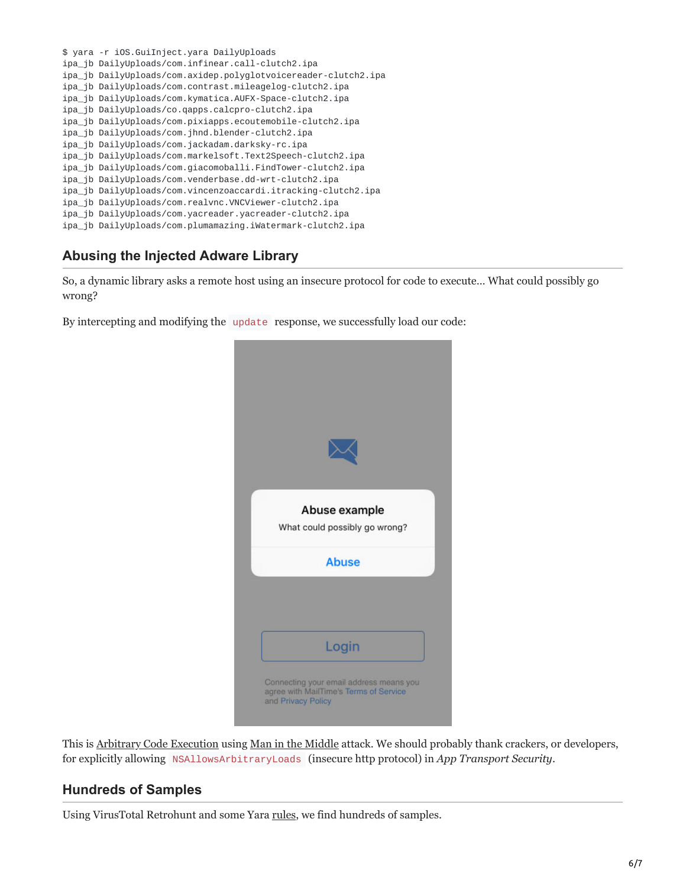```
$ yara -r iOS.GuiInject.yara DailyUploads
ipa_jb DailyUploads/com.infinear.call-clutch2.ipa
ipa_jb DailyUploads/com.axidep.polyglotvoicereader-clutch2.ipa
ipa_jb DailyUploads/com.contrast.mileagelog-clutch2.ipa
ipa_jb DailyUploads/com.kymatica.AUFX-Space-clutch2.ipa
ipa_jb DailyUploads/co.qapps.calcpro-clutch2.ipa
ipa_jb DailyUploads/com.pixiapps.ecoutemobile-clutch2.ipa
ipa_jb DailyUploads/com.jhnd.blender-clutch2.ipa
ipa_jb DailyUploads/com.jackadam.darksky-rc.ipa
ipa_jb DailyUploads/com.markelsoft.Text2Speech-clutch2.ipa
ipa_jb DailyUploads/com.giacomoballi.FindTower-clutch2.ipa
ipa_jb DailyUploads/com.venderbase.dd-wrt-clutch2.ipa
ipa_jb DailyUploads/com.vincenzoaccardi.itracking-clutch2.ipa
ipa_jb DailyUploads/com.realvnc.VNCViewer-clutch2.ipa
ipa_jb DailyUploads/com.yacreader.yacreader-clutch2.ipa
ipa_jb DailyUploads/com.plumamazing.iWatermark-clutch2.ipa
```

## Abusing the Injected Adware Library

So, a dynamic library asks a remote host using an insecure protocol for code to execute... What could possibly go wrong?

By intercepting and modifying the `update` response, we successfully load our code:

This is Arbitrary Code Execution using Man in the Middle attack. We should probably thank crackers, or developers, for explicitly allowing `NSAllowsArbitraryLoads` (insecure http protocol) in *App Transport Security*.

## Hundreds of Samples

Using VirusTotal Retrohunt and some Yara rules, we find hundreds of samples.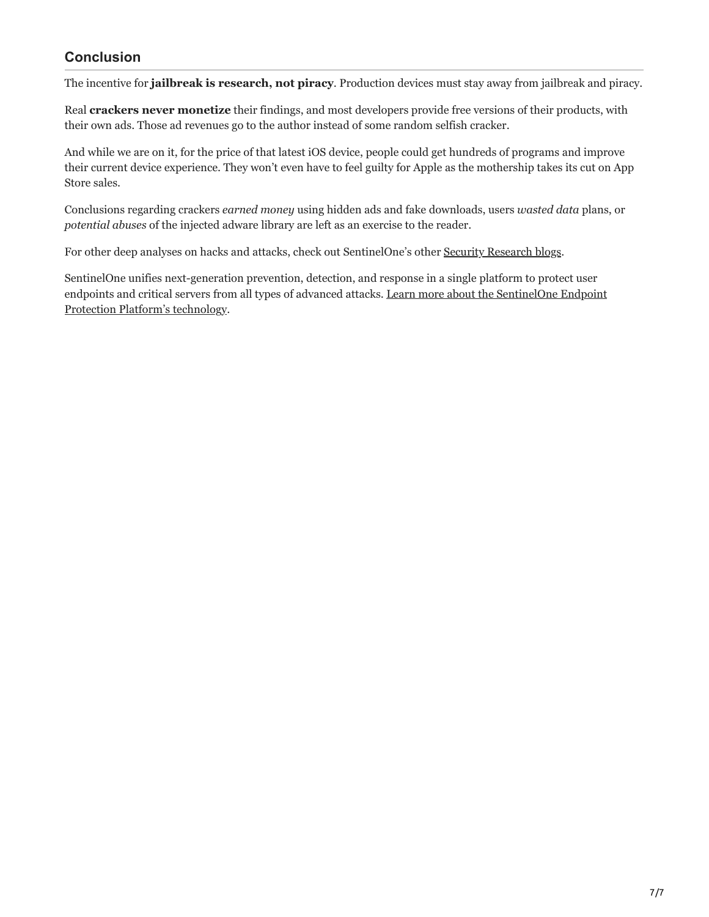## Conclusion

The incentive for **jailbreak is research, not piracy**. Production devices must stay away from jailbreak and piracy.

Real **crackers never monetize** their findings, and most developers provide free versions of their products, with their own ads. Those ad revenues go to the author instead of some random selfish cracker.

And while we are on it, for the price of that latest iOS device, people could get hundreds of programs and improve their current device experience. They won't even have to feel guilty for Apple as the mothership takes its cut on App Store sales.

Conclusions regarding crackers *earned money* using hidden ads and fake downloads, users *wasted data* plans, or *potential abuses* of the injected adware library are left as an exercise to the reader.

For other deep analyses on hacks and attacks, check out SentinelOne's other Security Research blogs.

SentinelOne unifies next-generation prevention, detection, and response in a single platform to protect user endpoints and critical servers from all types of advanced attacks. Learn more about the SentinelOne Endpoint Protection Platform's technology.